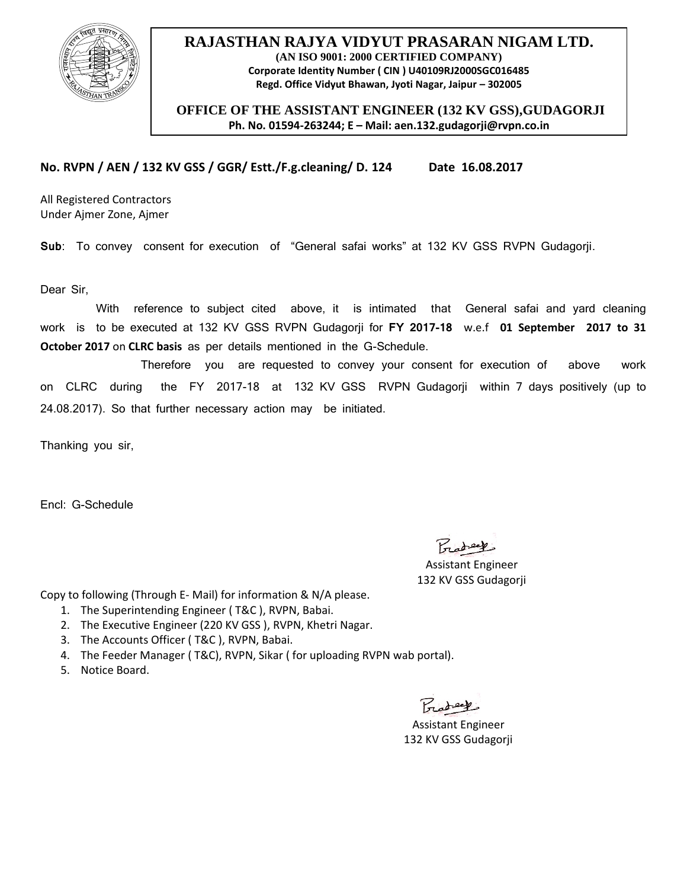# RAJASTHAN RAJYA VIDYUT PRASARAN NIGAM LTD.

**(AN ISO 9001: 2000 CERTIFIED COMPANY)**
**Corporate Identity Number ( CIN ) U40109RJ2000SGC016485**
**Regd. Office Vidyut Bhawan, Jyoti Nagar, Jaipur – 302005**

**OFFICE OF THE ASSISTANT ENGINEER (132 KV GSS),GUDAGORJI**
**Ph. No. 01594-263244; E – Mail: aen.132.gudagorji@rvpn.co.in**

**No. RVPN / AEN / 132 KV GSS / GGR/ Estt./F.g.cleaning/ D. 124 Date 16.08.2017**

All Registered Contractors
Under Ajmer Zone, Ajmer

**Sub**: To convey consent for execution of "General safai works" at 132 KV GSS RVPN Gudagorji.

Dear Sir,

With reference to subject cited above, it is intimated that General safai and yard cleaning work is to be executed at 132 KV GSS RVPN Gudagorji for **FY 2017-18** w.e.f **01 September 2017 to 31 October 2017** on **CLRC basis** as per details mentioned in the G-Schedule.

Therefore you are requested to convey your consent for execution of above work on CLRC during the FY 2017-18 at 132 KV GSS RVPN Gudagorji within 7 days positively (up to 24.08.2017). So that further necessary action may be initiated.

Thanking you sir,

Encl: G-Schedule

Assistant Engineer
132 KV GSS Gudagorji

Copy to following (Through E- Mail) for information & N/A please.

1. The Superintending Engineer ( T&C ), RVPN, Babai.
2. The Executive Engineer (220 KV GSS ), RVPN, Khetri Nagar.
3. The Accounts Officer ( T&C ), RVPN, Babai.
4. The Feeder Manager ( T&C), RVPN, Sikar ( for uploading RVPN wab portal).
5. Notice Board.

Assistant Engineer
132 KV GSS Gudagorji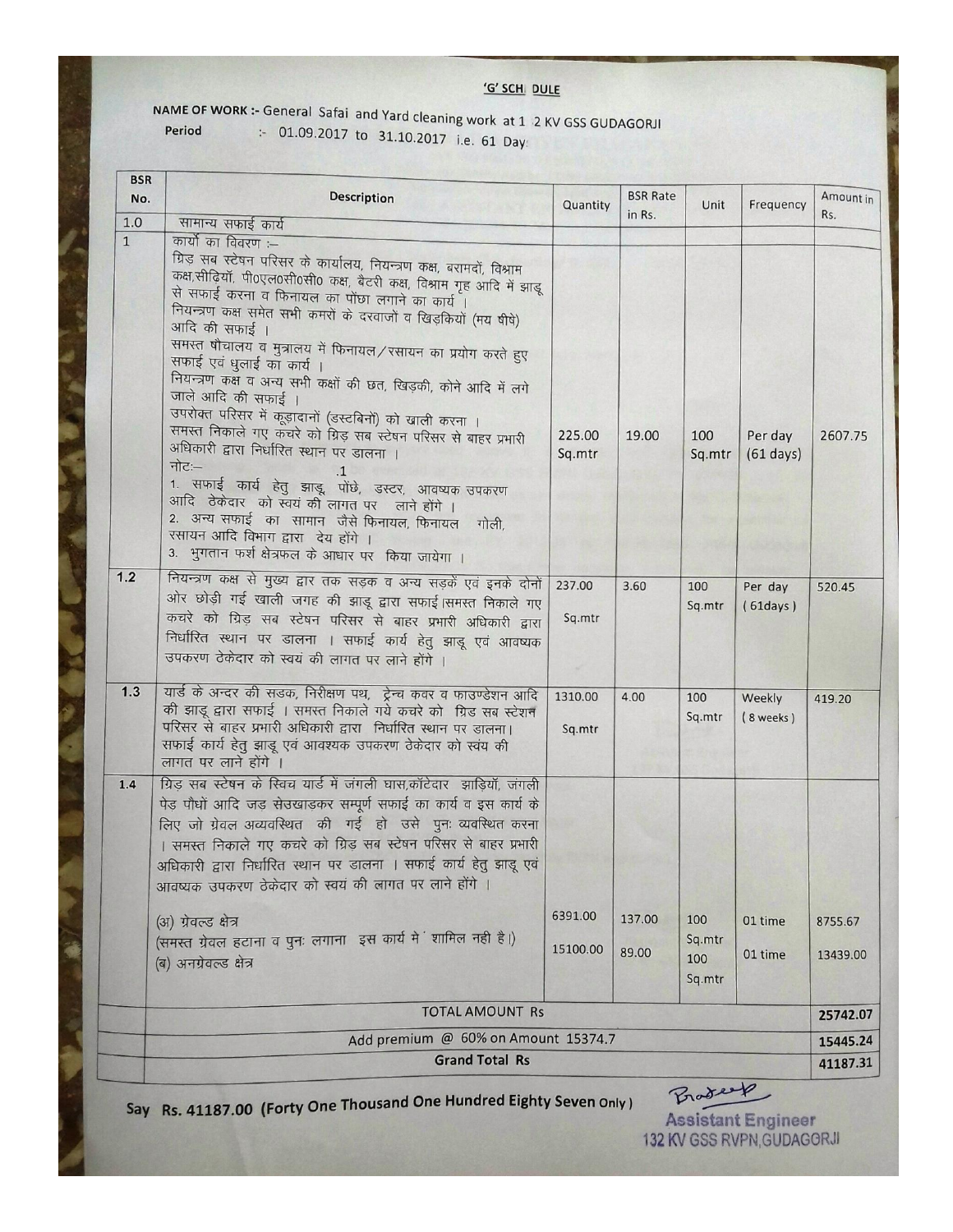## 'G' SCH DULE

**NAME OF WORK :-** General Safai and Yard cleaning work at 1 2 KV GSS GUDAGORJI

**Period** :- 01.09.2017 to 31.10.2017 i.e. 61 Day

| BSR No. | Description | Quantity | BSR Rate in Rs. | Unit | Frequency | Amount in Rs. |
|---|---|---|---|---|---|---|
| 1.0 | सामान्य सफाई कार्य | | | | | |
| 1 | कार्यो का विवरण :– ग्रिड सब स्टेषन परिसर के कार्यालय, नियन्त्रण कक्ष, बरामदों, विश्राम कक्ष,सीढ़ियॉ, पी०एल०सी०सी० कक्ष, बैटरी कक्ष, विश्राम गृह आदि में झाडू से सफाई करना व फिनायल का पोंछा लगाने का कार्य । नियन्त्रण कक्ष समेत सभी कमरों के दरवाजों व खिड़कियों (मय षीषे) आदि की सफाई । समस्त षौचालय व मुत्रालय में फिनायल/रसायन का प्रयोग करते हुए सफाई एवं धुलाई का कार्य । नियन्त्रण कक्ष व अन्य सभी कक्षों की छत, खिड़की, कोने आदि में लगे जाले आदि की सफाई । उपरोक्त परिसर में कूड़ादानों (डस्टबिनों) को खाली करना । समस्त निकाले गए कचरे को ग्रिड सब स्टेषन परिसर से बाहर प्रभारी अधिकारी द्वारा निर्धारित स्थान पर डालना । नोटः– .1 1. सफाई कार्य हेतु झाडू, पोंछे, डस्टर, आवष्यक उपकरण आदि ठेकेदार को स्वयं की लागत पर लाने होंगे । 2. अन्य सफाई का सामान जैसे फिनायल, फिनायल गोली, रसायन आदि विभाग द्वारा देय होंगे । 3. भुगतान फर्श क्षेत्रफल के आधार पर किया जायेगा । | 225.00 Sq.mtr | 19.00 | 100 Sq.mtr | Per day (61 days) | 2607.75 |
| 1.2 | नियन्त्रण कक्ष से मुख्य द्वार तक सड़क व अन्य सड़कें एवं इनके दोनों ओर छोड़ी गई खाली जगह की झाडू द्वारा सफाई।समस्त निकाले गए कचरे को ग्रिड सब स्टेषन परिसर से बाहर प्रभारी अधिकारी द्वारा निर्धारित स्थान पर डालना । सफाई कार्य हेतु झाडू एवं आवष्यक उपकरण ठेकेदार को स्वयं की लागत पर लाने होंगे । | 237.00 Sq.mtr | 3.60 | 100 Sq.mtr | Per day (61days) | 520.45 |
| 1.3 | यार्ड के अन्दर की सडक, निरीक्षण पथ, ट्रेन्च कवर व फाउण्डेशन आदि की झाडू द्वारा सफाई । समस्त निकाले गये कचरे को ग्रिड सब स्टेशन परिसर से बाहर प्रभारी अधिकारी द्वारा निर्धारित स्थान पर डालना। सफाई कार्य हेतु झाडू एवं आवश्यक उपकरण ठेकेदार को स्वंय की लागत पर लाने होंगे । | 1310.00 Sq.mtr | 4.00 | 100 Sq.mtr | Weekly (8 weeks) | 419.20 |
| 1.4 | ग्रिड सब स्टेषन के स्विच यार्ड में जंगली घास,कॉटेदार झाड़ियॉ, जंगली पेड़ पौधों आदि जड़ सेउखाड़कर सम्पूर्ण सफाई का कार्य व इस कार्य के लिए जो ग्रेवल अव्यवस्थित की गई हो उसे पुनः व्यवस्थित करना । समस्त निकाले गए कचरे को ग्रिड सब स्टेषन परिसर से बाहर प्रभारी अधिकारी द्वारा निर्धारित स्थान पर डालना । सफाई कार्य हेतु झाडू एवं आवष्यक उपकरण ठेकेदार को स्वयं की लागत पर लाने होंगे । | | | | | |
| | (अ) ग्रेवल्ड क्षेत्र (समस्त ग्रेवल हटाना व पुनः लगाना इस कार्य में शामिल नही है।) | 6391.00 | 137.00 | 100 Sq.mtr | 01 time | 8755.67 |
| | (ब) अनग्रेवल्ड क्षेत्र | 15100.00 | 89.00 | 100 Sq.mtr | 01 time | 13439.00 |
| | TOTAL AMOUNT Rs | | | | | 25742.07 |
| | Add premium @ 60% on Amount 15374.7 | | | | | 15445.24 |
| | **Grand Total Rs** | | | | | **41187.31** |

**Say Rs. 41187.00 (Forty One Thousand One Hundred Eighty Seven Only)**

Pradeep
Assistant Engineer
132 KV GSS RVPN,GUDAGORJI